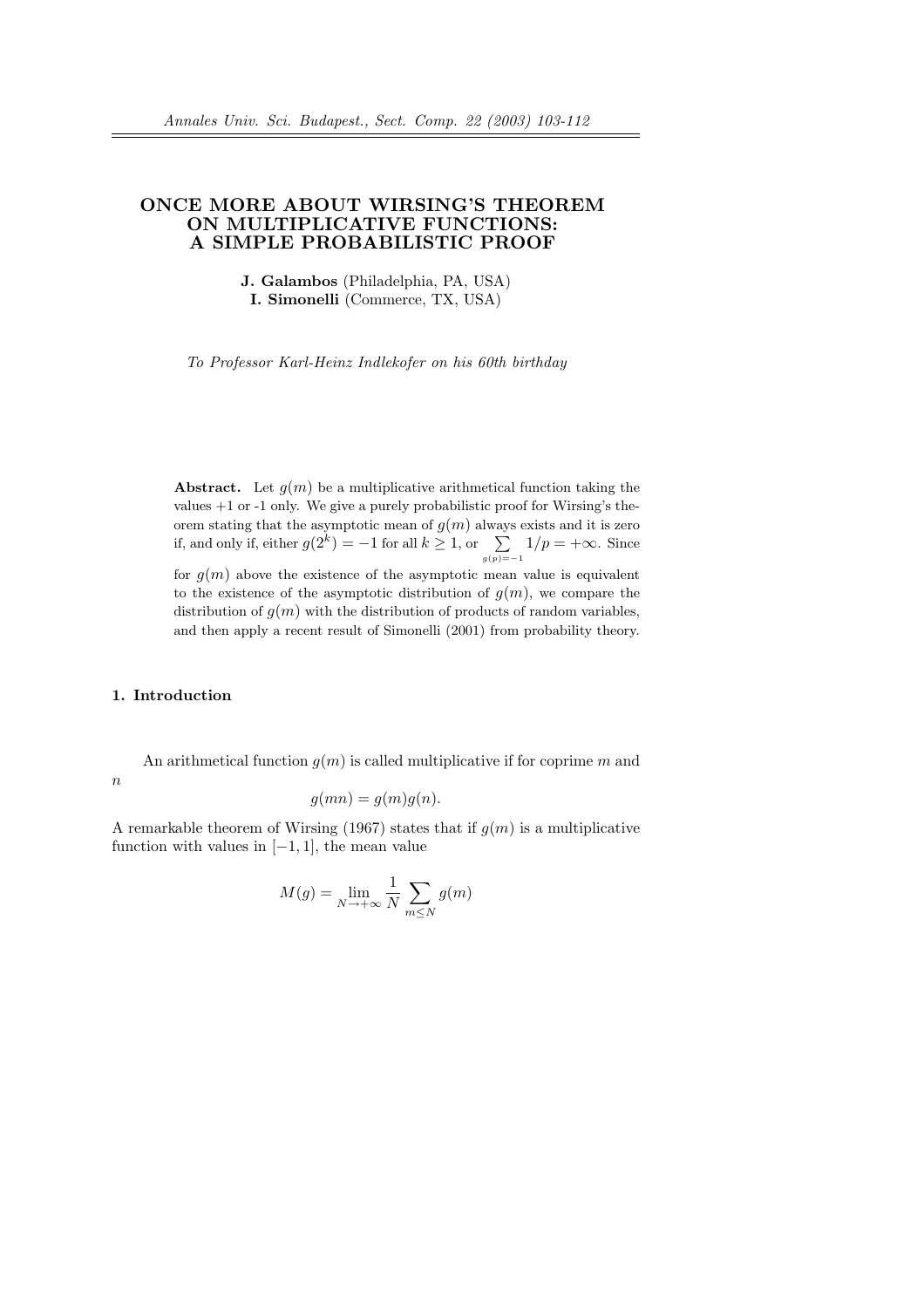# ONCE MORE ABOUT WIRSING'S THEOREM ON MULTIPLICATIVE FUNCTIONS: A SIMPLE PROBABILISTIC PROOF

**J. Galambos** (Philadelphia, PA, USA)
**I. Simonelli** (Commerce, TX, USA)

*To Professor Karl-Heinz Indlekofer on his 60th birthday*

**Abstract.** Let $g(m)$ be a multiplicative arithmetical function taking the values +1 or -1 only. We give a purely probabilistic proof for Wirsing's theorem stating that the asymptotic mean of $g(m)$ always exists and it is zero if, and only if, either $g(2^k) = -1$ for all $k \geq 1$, or $\sum_{g(p)=-1} 1/p = +\infty$. Since for $g(m)$ above the existence of the asymptotic mean value is equivalent to the existence of the asymptotic distribution of $g(m)$, we compare the distribution of $g(m)$ with the distribution of products of random variables, and then apply a recent result of Simonelli (2001) from probability theory.

## 1. Introduction

An arithmetical function $g(m)$ is called multiplicative if for coprime $m$ and $n$

$$g(mn) = g(m)g(n).$$

A remarkable theorem of Wirsing (1967) states that if $g(m)$ is a multiplicative function with values in $[-1, 1]$, the mean value

$$M(g) = \lim_{N \to +\infty} \frac{1}{N} \sum_{m \leq N} g(m)$$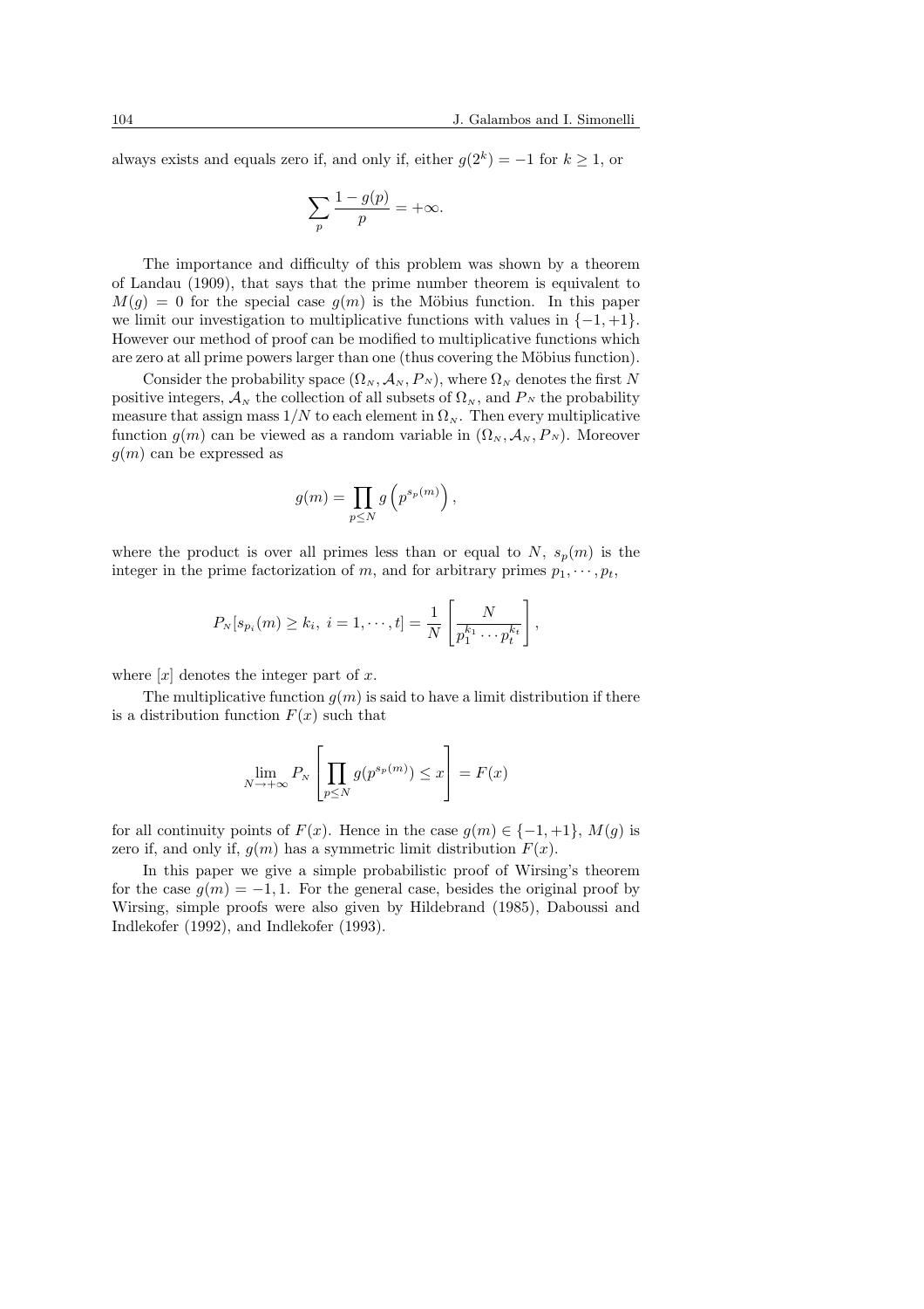always exists and equals zero if, and only if, either $g(2^k) = -1$ for $k \geq 1$, or

$$\sum_p \frac{1 - g(p)}{p} = +\infty.$$

The importance and difficulty of this problem was shown by a theorem of Landau (1909), that says that the prime number theorem is equivalent to $M(g) = 0$ for the special case $g(m)$ is the Möbius function. In this paper we limit our investigation to multiplicative functions with values in $\{-1, +1\}$. However our method of proof can be modified to multiplicative functions which are zero at all prime powers larger than one (thus covering the Möbius function).

Consider the probability space $(\Omega_N, \mathcal{A}_N, P_N)$, where $\Omega_N$ denotes the first $N$ positive integers, $\mathcal{A}_N$ the collection of all subsets of $\Omega_N$, and $P_N$ the probability measure that assign mass $1/N$ to each element in $\Omega_N$. Then every multiplicative function $g(m)$ can be viewed as a random variable in $(\Omega_N, \mathcal{A}_N, P_N)$. Moreover $g(m)$ can be expressed as

$$g(m) = \prod_{p \leq N} g\left(p^{s_p(m)}\right),$$

where the product is over all primes less than or equal to $N$, $s_p(m)$ is the integer in the prime factorization of $m$, and for arbitrary primes $p_1, \cdots, p_t$,

$$P_N[s_{p_i}(m) \geq k_i,\ i = 1, \cdots, t] = \frac{1}{N}\left[\frac{N}{p_1^{k_1} \cdots p_t^{k_t}}\right],$$

where $[x]$ denotes the integer part of $x$.

The multiplicative function $g(m)$ is said to have a limit distribution if there is a distribution function $F(x)$ such that

$$\lim_{N \to +\infty} P_N\left[\prod_{p \leq N} g(p^{s_p(m)}) \leq x\right] = F(x)$$

for all continuity points of $F(x)$. Hence in the case $g(m) \in \{-1, +1\}$, $M(g)$ is zero if, and only if, $g(m)$ has a symmetric limit distribution $F(x)$.

In this paper we give a simple probabilistic proof of Wirsing's theorem for the case $g(m) = -1, 1$. For the general case, besides the original proof by Wirsing, simple proofs were also given by Hildebrand (1985), Daboussi and Indlekofer (1992), and Indlekofer (1993).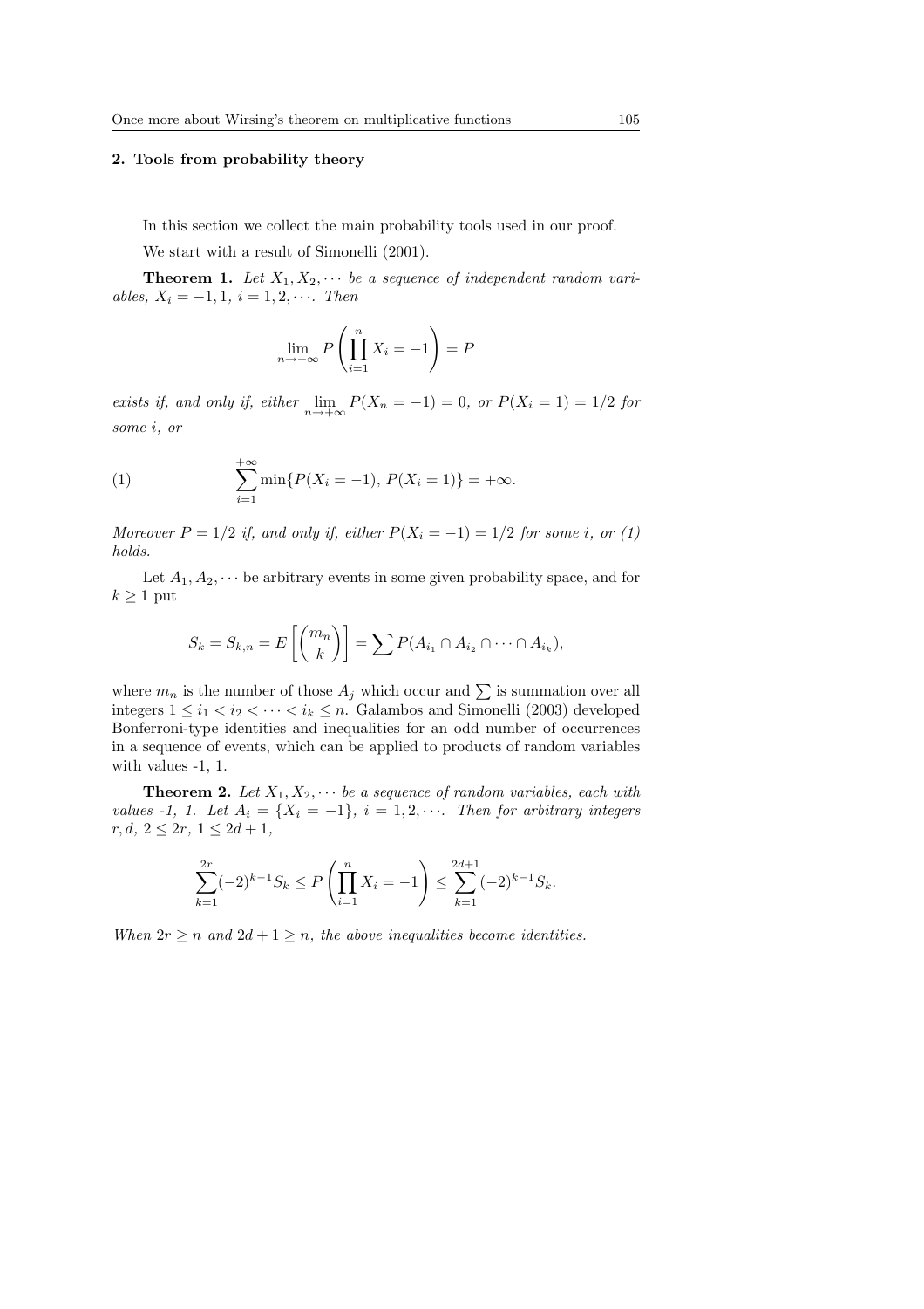## 2. Tools from probability theory

In this section we collect the main probability tools used in our proof.

We start with a result of Simonelli (2001).

**Theorem 1.** *Let $X_1, X_2, \cdots$ be a sequence of independent random variables, $X_i = -1, 1$, $i = 1, 2, \cdots$. Then*

$$\lim_{n \to +\infty} P\left(\prod_{i=1}^{n} X_i = -1\right) = P$$

*exists if, and only if, either $\lim_{n \to +\infty} P(X_n = -1) = 0$, or $P(X_i = 1) = 1/2$ for some $i$, or*

$$\sum_{i=1}^{+\infty} \min\{P(X_i = -1),\, P(X_i = 1)\} = +\infty. \tag{1}$$

*Moreover $P = 1/2$ if, and only if, either $P(X_i = -1) = 1/2$ for some $i$, or (1) holds.*

Let $A_1, A_2, \cdots$ be arbitrary events in some given probability space, and for $k \geq 1$ put

$$S_k = S_{k,n} = E\left[\binom{m_n}{k}\right] = \sum P(A_{i_1} \cap A_{i_2} \cap \cdots \cap A_{i_k}),$$

where $m_n$ is the number of those $A_j$ which occur and $\sum$ is summation over all integers $1 \leq i_1 < i_2 < \cdots < i_k \leq n$. Galambos and Simonelli (2003) developed Bonferroni-type identities and inequalities for an odd number of occurrences in a sequence of events, which can be applied to products of random variables with values -1, 1.

**Theorem 2.** *Let $X_1, X_2, \cdots$ be a sequence of random variables, each with values -1, 1. Let $A_i = \{X_i = -1\}$, $i = 1, 2, \cdots$. Then for arbitrary integers $r, d$, $2 \leq 2r$, $1 \leq 2d + 1$,*

$$\sum_{k=1}^{2r} (-2)^{k-1} S_k \leq P\left(\prod_{i=1}^{n} X_i = -1\right) \leq \sum_{k=1}^{2d+1} (-2)^{k-1} S_k.$$

*When $2r \geq n$ and $2d + 1 \geq n$, the above inequalities become identities.*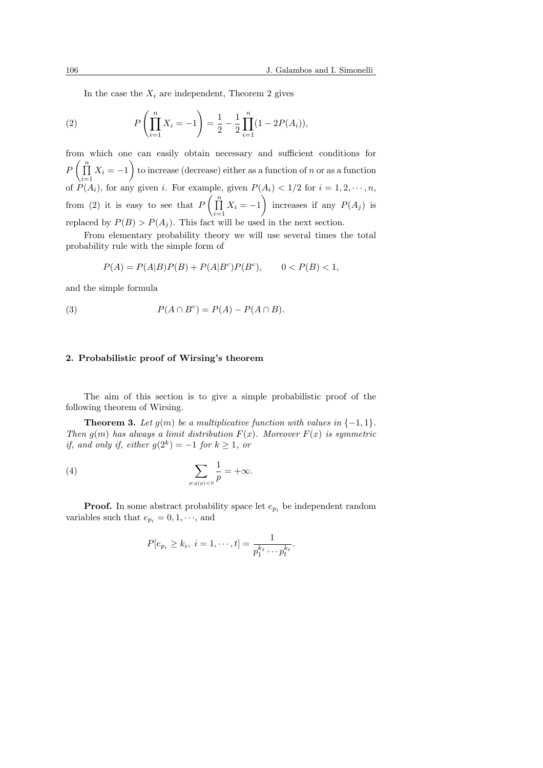In the case the $X_i$ are independent, Theorem 2 gives

$$P\left(\prod_{i=1}^{n} X_i = -1\right) = \frac{1}{2} - \frac{1}{2}\prod_{i=1}^{n}(1 - 2P(A_i)), \tag{2}$$

from which one can easily obtain necessary and sufficient conditions for $P\left(\prod_{i=1}^{n} X_i = -1\right)$ to increase (decrease) either as a function of $n$ or as a function of $P(A_i)$, for any given $i$. For example, given $P(A_i) < 1/2$ for $i = 1, 2, \cdots, n$, from (2) it is easy to see that $P\left(\prod_{i=1}^{n} X_i = -1\right)$ increases if any $P(A_j)$ is replaced by $P(B) > P(A_j)$. This fact will be used in the next section.

From elementary probability theory we will use several times the total probability rule with the simple form of

$$P(A) = P(A|B)P(B) + P(A|B^c)P(B^c), \qquad 0 < P(B) < 1,$$

and the simple formula

$$P(A \cap B^c) = P(A) - P(A \cap B). \tag{3}$$

## 2. Probabilistic proof of Wirsing's theorem

The aim of this section is to give a simple probabilistic proof of the following theorem of Wirsing.

**Theorem 3.** *Let $g(m)$ be a multiplicative function with values in $\{-1, 1\}$. Then $g(m)$ has always a limit distribution $F(x)$. Moreover $F(x)$ is symmetric if, and only if, either $g(2^k) = -1$ for $k \geq 1$, or*

$$\sum_{p: g(p) < 0} \frac{1}{p} = +\infty. \tag{4}$$

**Proof.** In some abstract probability space let $e_{p_i}$ be independent random variables such that $e_{p_i} = 0, 1, \cdots$, and

$$P[e_{p_i} \geq k_i,\ i = 1, \cdots, t] = \frac{1}{p_1^{k_1} \cdots p_t^{k_t}}.$$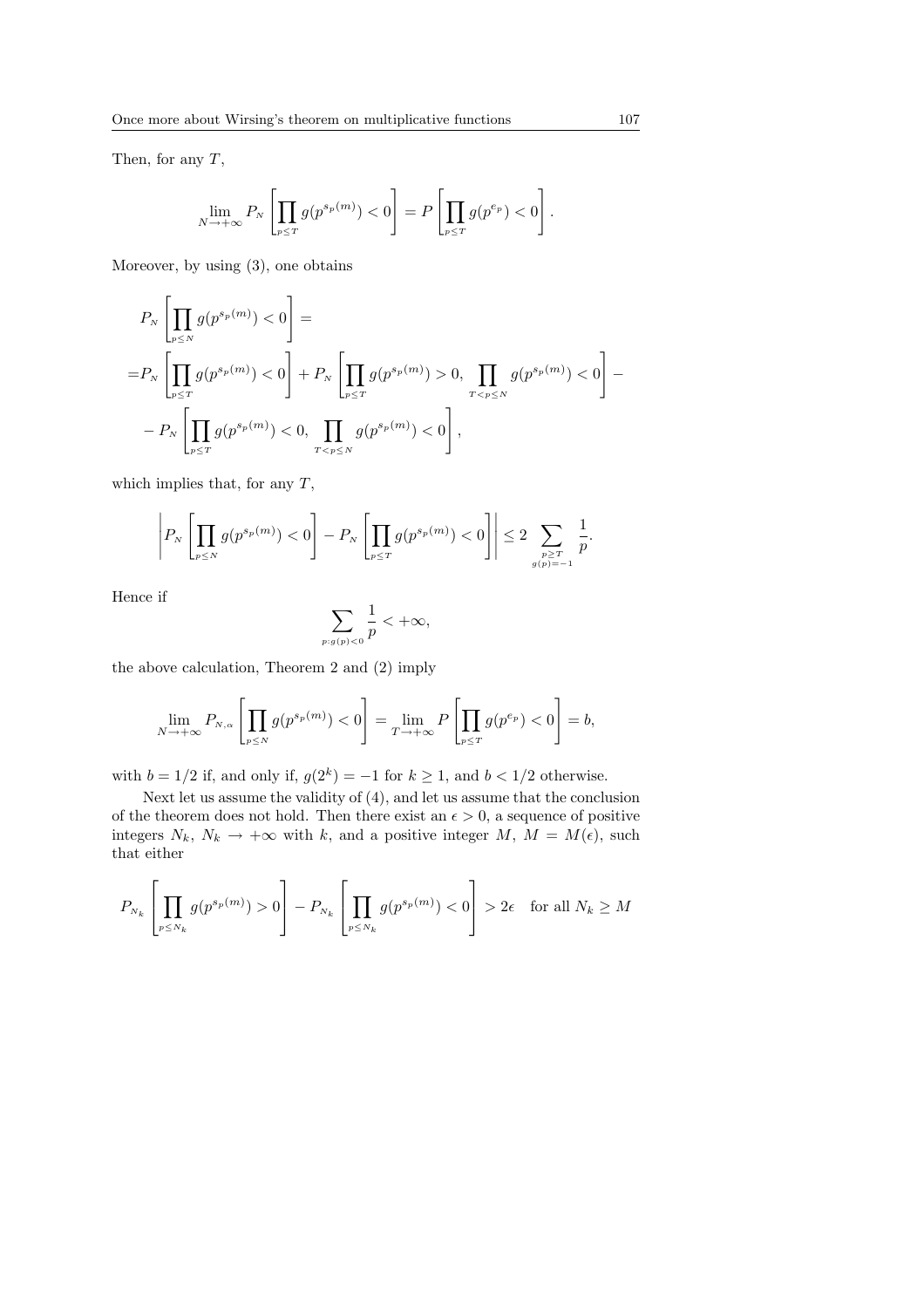Then, for any $T$,

$$\lim_{N\to+\infty} P_N\left[\prod_{p\le T} g(p^{s_p(m)})<0\right] = P\left[\prod_{p\le T} g(p^{e_p})<0\right].$$

Moreover, by using (3), one obtains

$$\begin{aligned}
&P_N\left[\prod_{p\le N} g(p^{s_p(m)})<0\right] = \\
=&P_N\left[\prod_{p\le T} g(p^{s_p(m)})<0\right] + P_N\left[\prod_{p\le T} g(p^{s_p(m)})>0,\ \prod_{T<p\le N} g(p^{s_p(m)})<0\right] - \\
&- P_N\left[\prod_{p\le T} g(p^{s_p(m)})<0,\ \prod_{T<p\le N} g(p^{s_p(m)})<0\right],
\end{aligned}$$

which implies that, for any $T$,

$$\left| P_N\left[\prod_{p\le N} g(p^{s_p(m)})<0\right] - P_N\left[\prod_{p\le T} g(p^{s_p(m)})<0\right]\right| \le 2\sum_{\substack{p\ge T\\ g(p)=-1}} \frac{1}{p}.$$

Hence if

$$\sum_{p:g(p)<0} \frac{1}{p} < +\infty,$$

the above calculation, Theorem 2 and (2) imply

$$\lim_{N\to+\infty} P_{N,\alpha}\left[\prod_{p\le N} g(p^{s_p(m)})<0\right] = \lim_{T\to+\infty} P\left[\prod_{p\le T} g(p^{e_p})<0\right] = b,$$

with $b=1/2$ if, and only if, $g(2^k)=-1$ for $k\ge 1$, and $b<1/2$ otherwise.

Next let us assume the validity of (4), and let us assume that the conclusion of the theorem does not hold. Then there exist an $\epsilon>0$, a sequence of positive integers $N_k$, $N_k\to+\infty$ with $k$, and a positive integer $M$, $M=M(\epsilon)$, such that either

$$P_{N_k}\left[\prod_{p\le N_k} g(p^{s_p(m)})>0\right] - P_{N_k}\left[\prod_{p\le N_k} g(p^{s_p(m)})<0\right] > 2\epsilon \quad \text{for all } N_k\ge M$$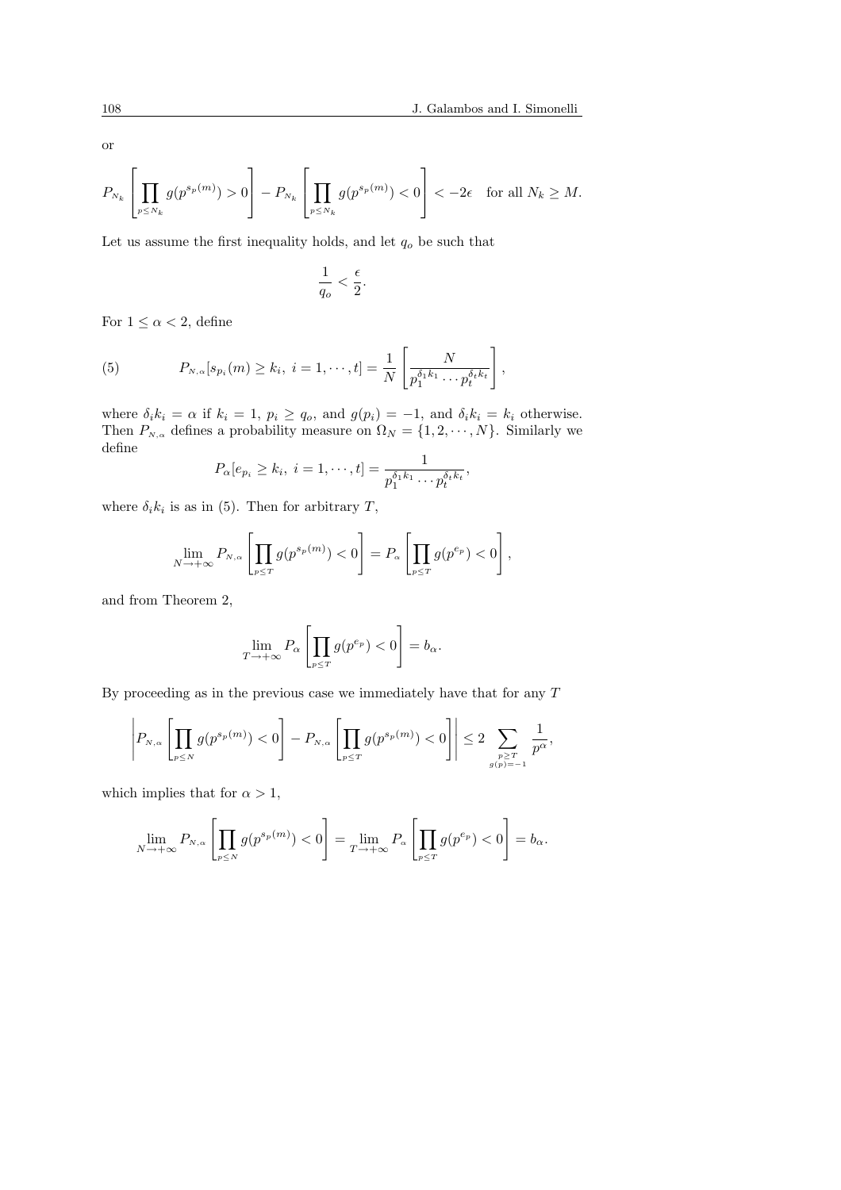or

$$P_{N_k}\left[\prod_{p\le N_k} g(p^{s_p(m)})>0\right]-P_{N_k}\left[\prod_{p\le N_k} g(p^{s_p(m)})<0\right]<-2\epsilon \quad \text{for all } N_k\ge M.$$

Let us assume the first inequality holds, and let $q_o$ be such that

$$\frac{1}{q_o}<\frac{\epsilon}{2}.$$

For $1\le \alpha<2$, define

$$P_{N,\alpha}[s_{p_i}(m)\ge k_i,\ i=1,\cdots,t]=\frac{1}{N}\left[\frac{N}{p_1^{\delta_1 k_1}\cdots p_t^{\delta_t k_t}}\right], \tag{5}$$

where $\delta_i k_i=\alpha$ if $k_i=1$, $p_i\ge q_o$, and $g(p_i)=-1$, and $\delta_i k_i=k_i$ otherwise. Then $P_{N,\alpha}$ defines a probability measure on $\Omega_N=\{1,2,\cdots,N\}$. Similarly we define

$$P_\alpha[e_{p_i}\ge k_i,\ i=1,\cdots,t]=\frac{1}{p_1^{\delta_1 k_1}\cdots p_t^{\delta_t k_t}},$$

where $\delta_i k_i$ is as in (5). Then for arbitrary $T$,

$$\lim_{N\to+\infty} P_{N,\alpha}\left[\prod_{p\le T} g(p^{s_p(m)})<0\right]=P_\alpha\left[\prod_{p\le T} g(p^{e_p})<0\right],$$

and from Theorem 2,

$$\lim_{T\to+\infty} P_\alpha\left[\prod_{p\le T} g(p^{e_p})<0\right]=b_\alpha.$$

By proceeding as in the previous case we immediately have that for any $T$

$$\left|P_{N,\alpha}\left[\prod_{p\le N} g(p^{s_p(m)})<0\right]-P_{N,\alpha}\left[\prod_{p\le T} g(p^{s_p(m)})<0\right]\right|\le 2\sum_{\substack{p\ge T\\ g(p)=-1}}\frac{1}{p^\alpha},$$

which implies that for $\alpha>1$,

$$\lim_{N\to+\infty} P_{N,\alpha}\left[\prod_{p\le N} g(p^{s_p(m)})<0\right]=\lim_{T\to+\infty} P_\alpha\left[\prod_{p\le T} g(p^{e_p})<0\right]=b_\alpha.$$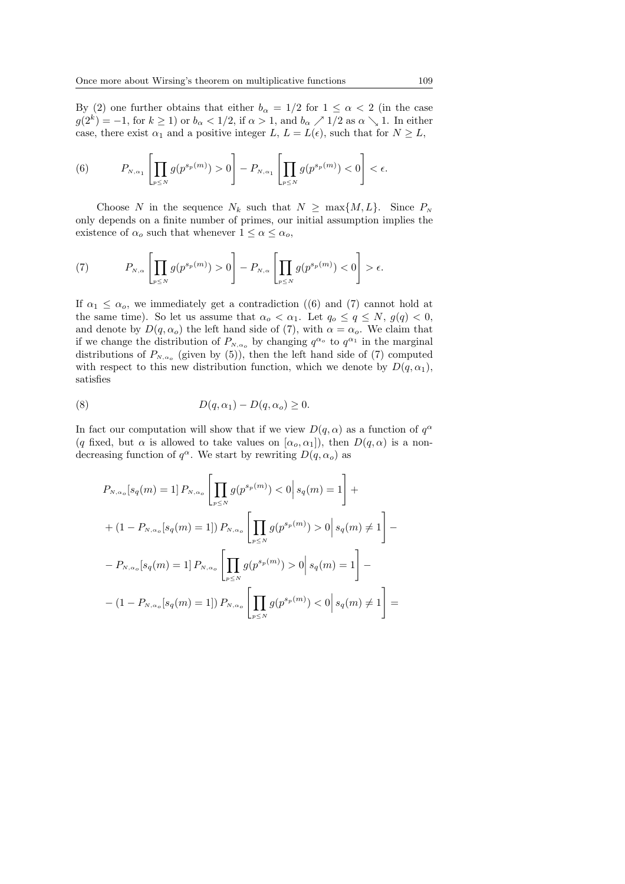By (2) one further obtains that either $b_\alpha = 1/2$ for $1 \le \alpha < 2$ (in the case $g(2^k) = -1$, for $k \ge 1$) or $b_\alpha < 1/2$, if $\alpha > 1$, and $b_\alpha \nearrow 1/2$ as $\alpha \searrow 1$. In either case, there exist $\alpha_1$ and a positive integer $L$, $L = L(\epsilon)$, such that for $N \ge L$,

$$P_{N,\alpha_1}\left[\prod_{p \le N} g(p^{s_p(m)}) > 0\right] - P_{N,\alpha_1}\left[\prod_{p \le N} g(p^{s_p(m)}) < 0\right] < \epsilon. \tag{6}$$

Choose $N$ in the sequence $N_k$ such that $N \ge \max\{M, L\}$. Since $P_N$ only depends on a finite number of primes, our initial assumption implies the existence of $\alpha_o$ such that whenever $1 \le \alpha \le \alpha_o$,

$$P_{N,\alpha}\left[\prod_{p \le N} g(p^{s_p(m)}) > 0\right] - P_{N,\alpha}\left[\prod_{p \le N} g(p^{s_p(m)}) < 0\right] > \epsilon. \tag{7}$$

If $\alpha_1 \le \alpha_o$, we immediately get a contradiction ((6) and (7) cannot hold at the same time). So let us assume that $\alpha_o < \alpha_1$. Let $q_o \le q \le N$, $g(q) < 0$, and denote by $D(q, \alpha_o)$ the left hand side of (7), with $\alpha = \alpha_o$. We claim that if we change the distribution of $P_{N,\alpha_o}$ by changing $q^{\alpha_o}$ to $q^{\alpha_1}$ in the marginal distributions of $P_{N,\alpha_o}$ (given by (5)), then the left hand side of (7) computed with respect to this new distribution function, which we denote by $D(q, \alpha_1)$, satisfies

$$D(q, \alpha_1) - D(q, \alpha_o) \ge 0. \tag{8}$$

In fact our computation will show that if we view $D(q, \alpha)$ as a function of $q^\alpha$ ($q$ fixed, but $\alpha$ is allowed to take values on $[\alpha_o, \alpha_1]$), then $D(q, \alpha)$ is a non-decreasing function of $q^\alpha$. We start by rewriting $D(q, \alpha_o)$ as

$$\begin{aligned}
&P_{N,\alpha_o}[s_q(m) = 1]\, P_{N,\alpha_o}\left[\prod_{p \le N} g(p^{s_p(m)}) < 0 \,\Big|\, s_q(m) = 1\right] + \\
&+ (1 - P_{N,\alpha_o}[s_q(m) = 1])\, P_{N,\alpha_o}\left[\prod_{p \le N} g(p^{s_p(m)}) > 0 \,\Big|\, s_q(m) \ne 1\right] - \\
&- P_{N,\alpha_o}[s_q(m) = 1]\, P_{N,\alpha_o}\left[\prod_{p \le N} g(p^{s_p(m)}) > 0 \,\Big|\, s_q(m) = 1\right] - \\
&- (1 - P_{N,\alpha_o}[s_q(m) = 1])\, P_{N,\alpha_o}\left[\prod_{p \le N} g(p^{s_p(m)}) < 0 \,\Big|\, s_q(m) \ne 1\right] =
\end{aligned}$$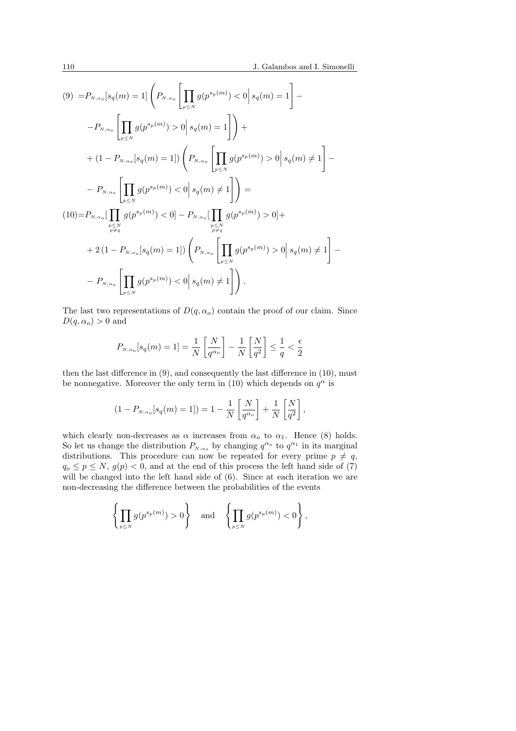$$
\begin{aligned}
(9)\ =&P_{N,\alpha_o}[s_q(m)=1]\left(P_{N,\alpha_o}\left[\prod_{p\le N} g(p^{s_p(m)})<0\,\middle|\, s_q(m)=1\right]-\right.\\
&\left.-P_{N,\alpha_o}\left[\prod_{p\le N} g(p^{s_p(m)})>0\,\middle|\, s_q(m)=1\right]\right)+\\
&+(1-P_{N,\alpha_o}[s_q(m)=1])\left(P_{N,\alpha_o}\left[\prod_{p\le N} g(p^{s_p(m)})>0\,\middle|\, s_q(m)\ne 1\right]-\right.\\
&\left.-\ P_{N,\alpha_o}\left[\prod_{p\le N} g(p^{s_p(m)})<0\,\middle|\, s_q(m)\ne 1\right]\right)=\\
(10)=&P_{N,\alpha_o}[\prod_{\substack{p\le N\\ p\ne q}} g(p^{s_p(m)})<0]-P_{N,\alpha_o}[\prod_{\substack{p\le N\\ p\ne q}} g(p^{s_p(m)})>0]+\\
&+2\,(1-P_{N,\alpha_o}[s_q(m)=1])\left(P_{N,\alpha_o}\left[\prod_{p\le N} g(p^{s_p(m)})>0\,\middle|\, s_q(m)\ne 1\right]-\right.\\
&\left.-\ P_{N,\alpha_o}\left[\prod_{p\le N} g(p^{s_p(m)})<0\,\middle|\, s_q(m)\ne 1\right]\right).
\end{aligned}
$$

The last two representations of $D(q,\alpha_o)$ contain the proof of our claim. Since $D(q,\alpha_o)>0$ and

$$
P_{N,\alpha_o}[s_q(m)=1]=\frac{1}{N}\left[\frac{N}{q^{\alpha_o}}\right]-\frac{1}{N}\left[\frac{N}{q^2}\right]\le\frac{1}{q}<\frac{\epsilon}{2}
$$

then the last difference in (9), and consequently the last difference in (10), must be nonnegative. Moreover the only term in (10) which depends on $q^\alpha$ is

$$
(1-P_{N,\alpha_o}[s_q(m)=1])=1-\frac{1}{N}\left[\frac{N}{q^{\alpha_o}}\right]+\frac{1}{N}\left[\frac{N}{q^2}\right],
$$

which clearly non-decreases as $\alpha$ increases from $\alpha_o$ to $\alpha_1$. Hence (8) holds. So let us change the distribution $P_{N,\alpha_o}$ by changing $q^{\alpha_o}$ to $q^{\alpha_1}$ in its marginal distributions. This procedure can now be repeated for every prime $p\ne q$, $q_o\le p\le N$, $g(p)<0$, and at the end of this process the left hand side of (7) will be changed into the left hand side of (6). Since at each iteration we are non-decreasing the difference between the probabilities of the events

$$
\left\{\prod_{p\le N} g(p^{s_p(m)})>0\right\}\quad\text{and}\quad\left\{\prod_{p\le N} g(p^{s_p(m)})<0\right\},
$$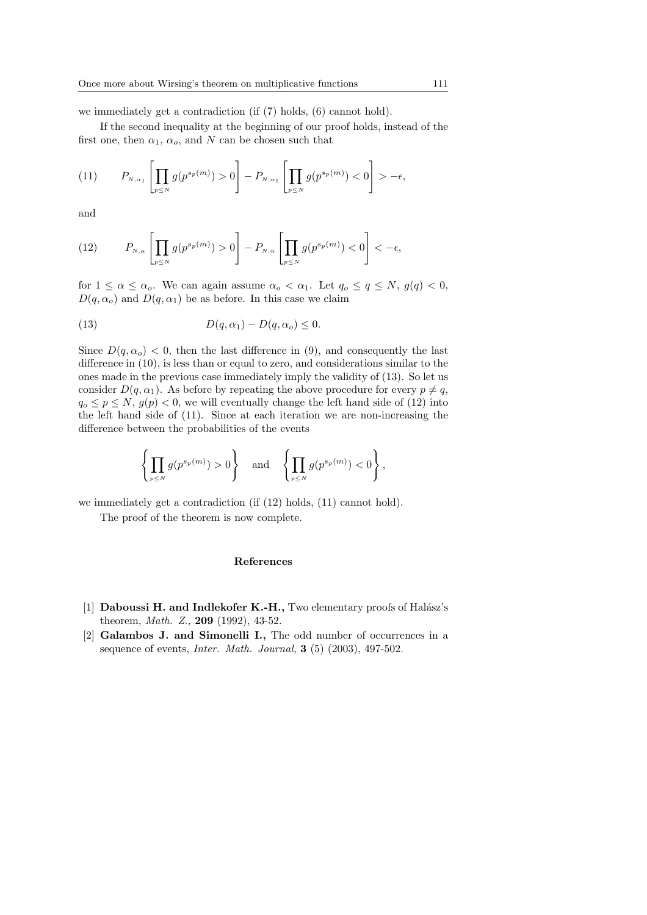we immediately get a contradiction (if (7) holds, (6) cannot hold).

If the second inequality at the beginning of our proof holds, instead of the first one, then $\alpha_1$, $\alpha_o$, and $N$ can be chosen such that

$$(11)\qquad P_{N,\alpha_1}\left[\prod_{p\le N} g(p^{s_p(m)})>0\right]-P_{N,\alpha_1}\left[\prod_{p\le N} g(p^{s_p(m)})<0\right]>-\epsilon,$$

and

$$(12)\qquad P_{N,\alpha}\left[\prod_{p\le N} g(p^{s_p(m)})>0\right]-P_{N,\alpha}\left[\prod_{p\le N} g(p^{s_p(m)})<0\right]<-\epsilon,$$

for $1\le\alpha\le\alpha_o$. We can again assume $\alpha_o<\alpha_1$. Let $q_o\le q\le N$, $g(q)<0$, $D(q,\alpha_o)$ and $D(q,\alpha_1)$ be as before. In this case we claim

$$(13)\qquad D(q,\alpha_1)-D(q,\alpha_o)\le 0.$$

Since $D(q,\alpha_o)<0$, then the last difference in (9), and consequently the last difference in (10), is less than or equal to zero, and considerations similar to the ones made in the previous case immediately imply the validity of (13). So let us consider $D(q,\alpha_1)$. As before by repeating the above procedure for every $p\ne q$, $q_o\le p\le N$, $g(p)<0$, we will eventually change the left hand side of (12) into the left hand side of (11). Since at each iteration we are non-increasing the difference between the probabilities of the events

$$\left\{\prod_{p\le N} g(p^{s_p(m)})>0\right\}\quad\text{and}\quad\left\{\prod_{p\le N} g(p^{s_p(m)})<0\right\},$$

we immediately get a contradiction (if (12) holds, (11) cannot hold).

The proof of the theorem is now complete.

## References

[1] **Daboussi H. and Indlekofer K.-H.,** Two elementary proofs of Halász's theorem, *Math. Z.,* **209** (1992), 43-52.

[2] **Galambos J. and Simonelli I.,** The odd number of occurrences in a sequence of events, *Inter. Math. Journal,* **3** (5) (2003), 497-502.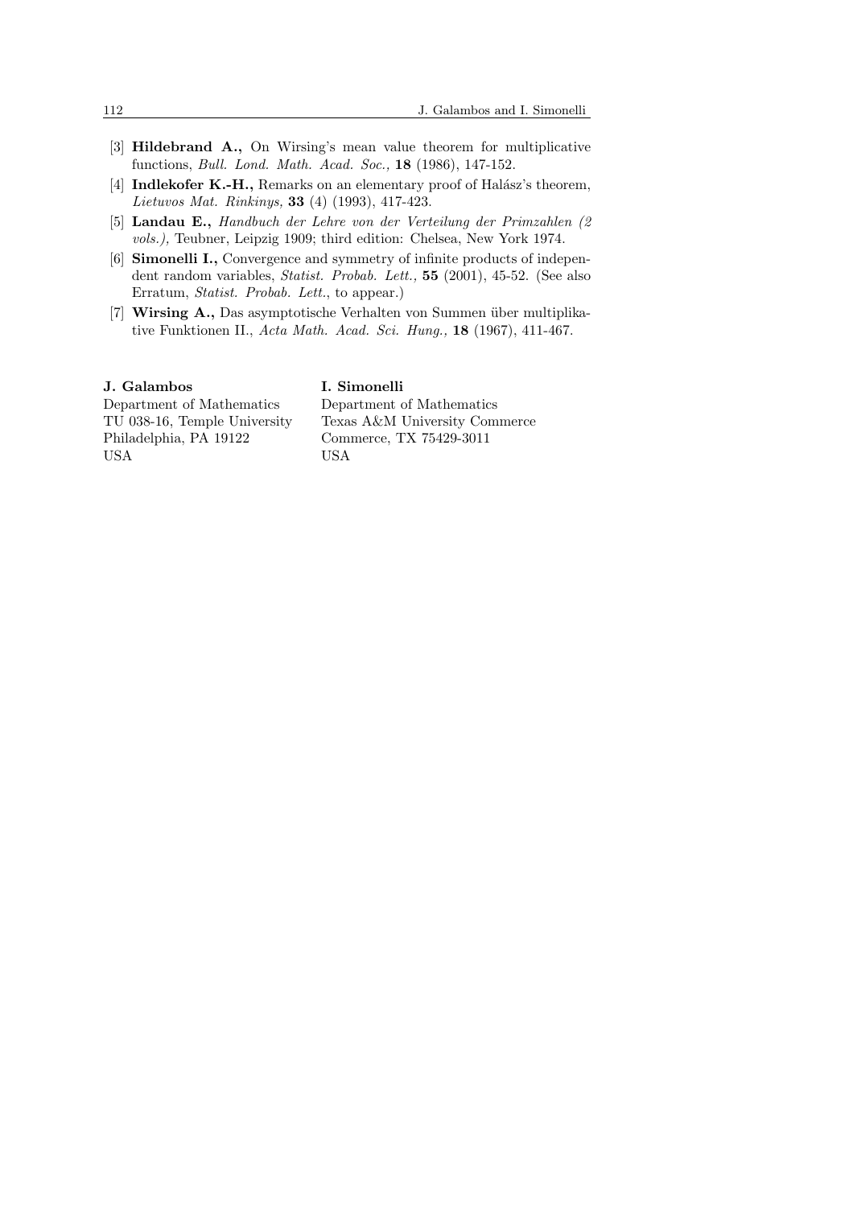[3] **Hildebrand A.,** On Wirsing's mean value theorem for multiplicative functions, *Bull. Lond. Math. Acad. Soc.,* **18** (1986), 147-152.

[4] **Indlekofer K.-H.,** Remarks on an elementary proof of Halász's theorem, *Lietuvos Mat. Rinkinys,* **33** (4) (1993), 417-423.

[5] **Landau E.,** *Handbuch der Lehre von der Verteilung der Primzahlen (2 vols.),* Teubner, Leipzig 1909; third edition: Chelsea, New York 1974.

[6] **Simonelli I.,** Convergence and symmetry of infinite products of independent random variables, *Statist. Probab. Lett.,* **55** (2001), 45-52. (See also Erratum, *Statist. Probab. Lett.*, to appear.)

[7] **Wirsing A.,** Das asymptotische Verhalten von Summen über multiplikative Funktionen II., *Acta Math. Acad. Sci. Hung.,* **18** (1967), 411-467.

**J. Galambos**
Department of Mathematics
TU 038-16, Temple University
Philadelphia, PA 19122
USA

**I. Simonelli**
Department of Mathematics
Texas A&M University Commerce
Commerce, TX 75429-3011
USA